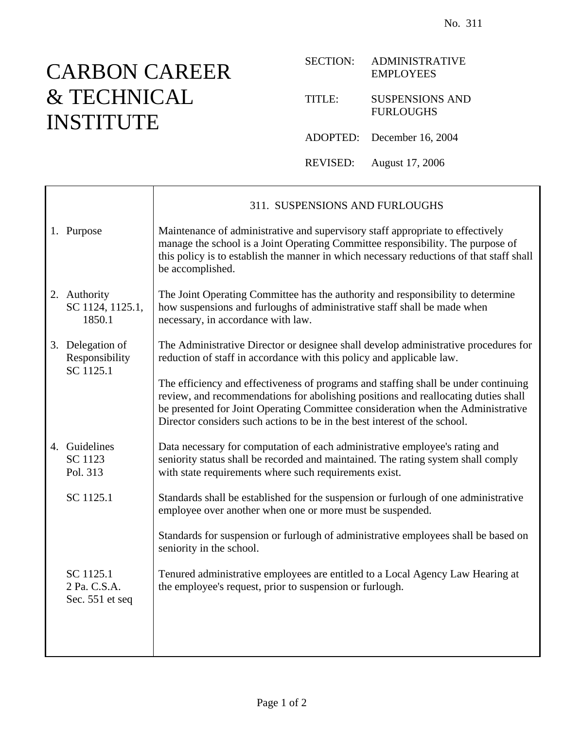No. 311

# CARBON CAREER & TECHNICAL INSTITUTE

SECTION: ADMINISTRATIVE EMPLOYEES

TITLE: SUSPENSIONS AND FURLOUGHS

ADOPTED: December 16, 2004

REVISED: August 17, 2006

## 311. SUSPENSIONS AND FURLOUGHS

**1. Purpose**

Maintenance of administrative and supervisory staff appropriate to effectively manage the school is a Joint Operating Committee responsibility. The purpose of this policy is to establish the manner in which necessary reductions of that staff shall be accomplished.

**2. Authority**
SC 1124, 1125.1, 1850.1

The Joint Operating Committee has the authority and responsibility to determine how suspensions and furloughs of administrative staff shall be made when necessary, in accordance with law.

**3. Delegation of Responsibility**
SC 1125.1

The Administrative Director or designee shall develop administrative procedures for reduction of staff in accordance with this policy and applicable law.

The efficiency and effectiveness of programs and staffing shall be under continuing review, and recommendations for abolishing positions and reallocating duties shall be presented for Joint Operating Committee consideration when the Administrative Director considers such actions to be in the best interest of the school.

**4. Guidelines**
SC 1123
Pol. 313

Data necessary for computation of each administrative employee's rating and seniority status shall be recorded and maintained. The rating system shall comply with state requirements where such requirements exist.

SC 1125.1

Standards shall be established for the suspension or furlough of one administrative employee over another when one or more must be suspended.

Standards for suspension or furlough of administrative employees shall be based on seniority in the school.

SC 1125.1
2 Pa. C.S.A.
Sec. 551 et seq

Tenured administrative employees are entitled to a Local Agency Law Hearing at the employee's request, prior to suspension or furlough.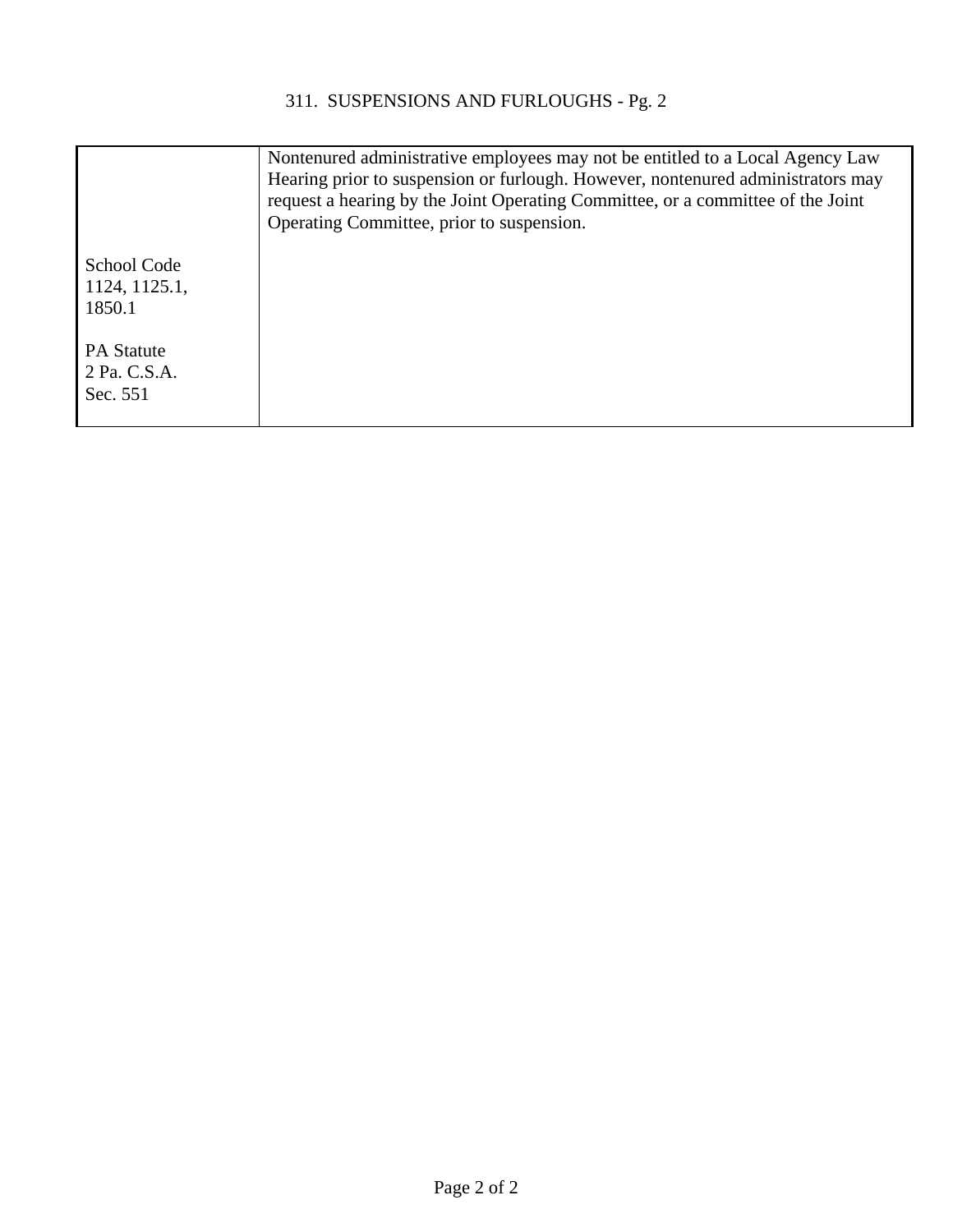| | |
|---|---|
| | Nontenured administrative employees may not be entitled to a Local Agency Law Hearing prior to suspension or furlough. However, nontenured administrators may request a hearing by the Joint Operating Committee, or a committee of the Joint Operating Committee, prior to suspension. |
| School Code 1124, 1125.1, 1850.1<br><br>PA Statute 2 Pa. C.S.A. Sec. 551 | |